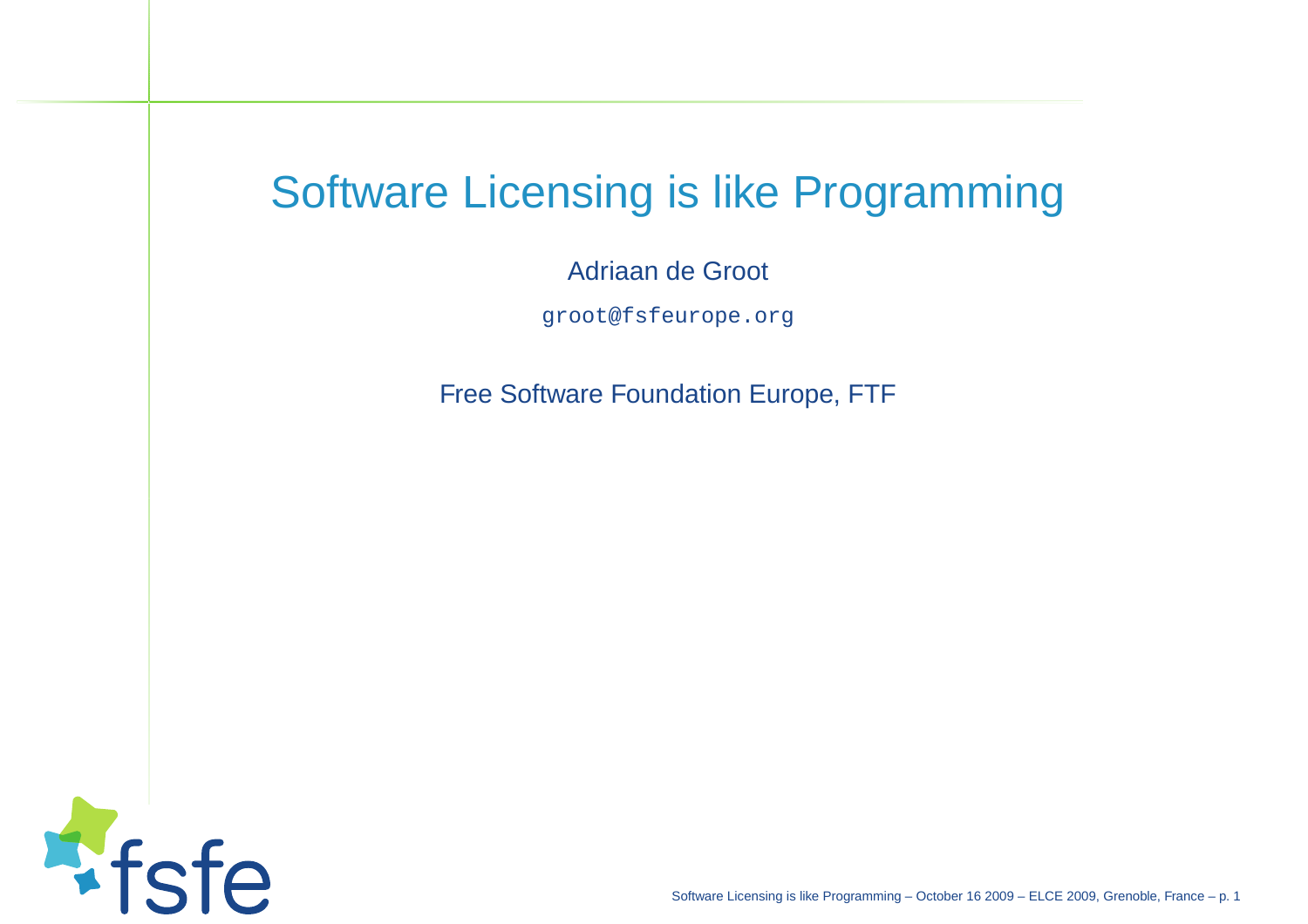# Software Licensing is like Programming

Adriaan de Groot

groot@fsfeurope.org

Free Software Foundation Europe, FTF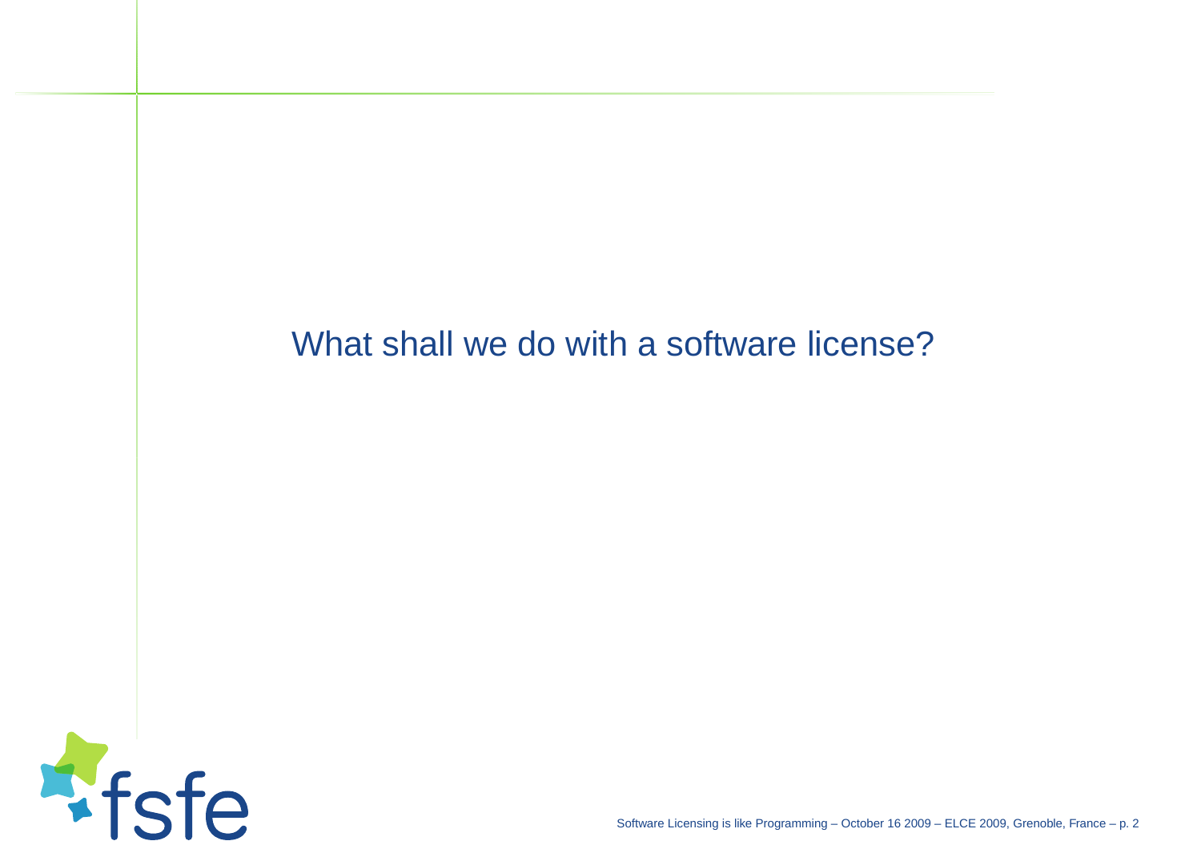What shall we do with a software license?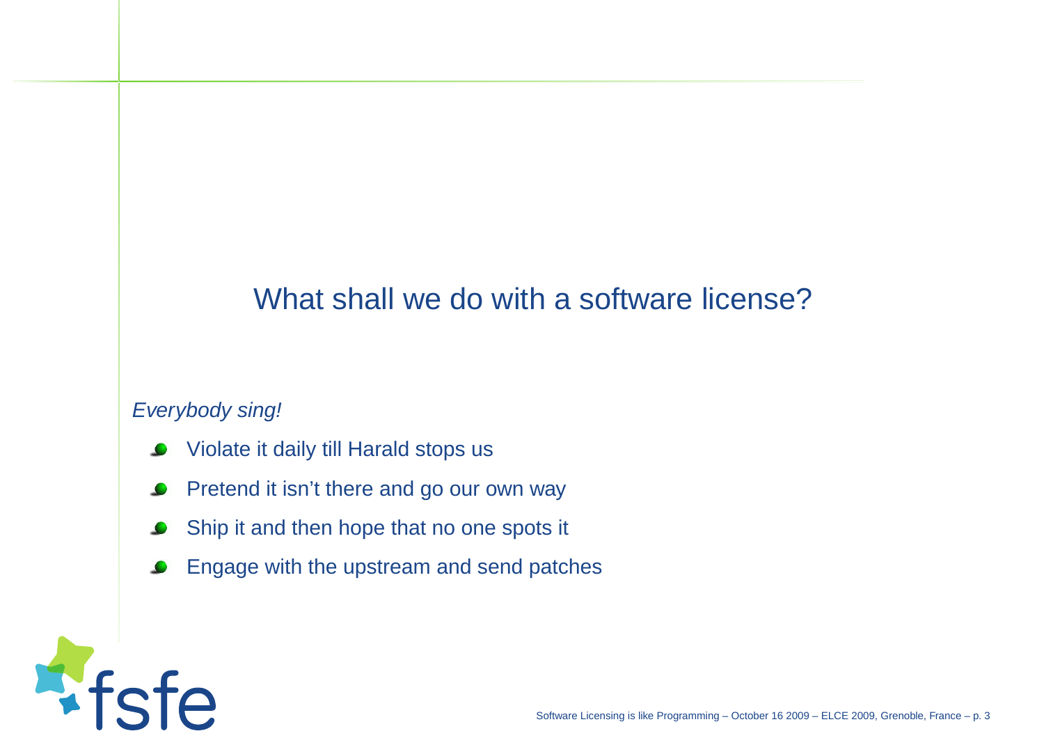# What shall we do with a software license?

*Everybody sing!*

- Violate it daily till Harald stops us
- Pretend it isn't there and go our own way
- Ship it and then hope that no one spots it
- Engage with the upstream and send patches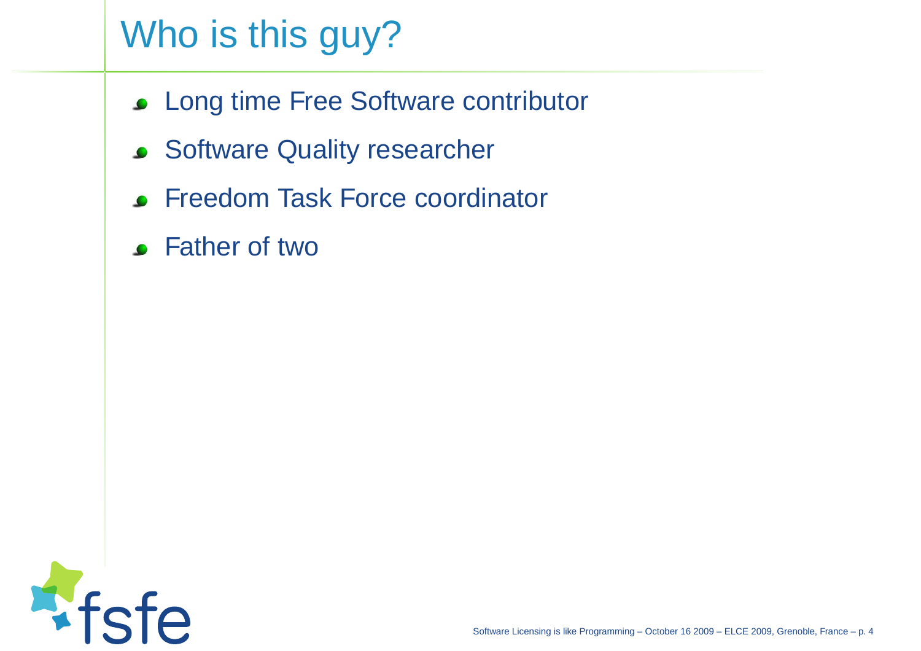# Who is this guy?

- Long time Free Software contributor
- Software Quality researcher
- Freedom Task Force coordinator
- Father of two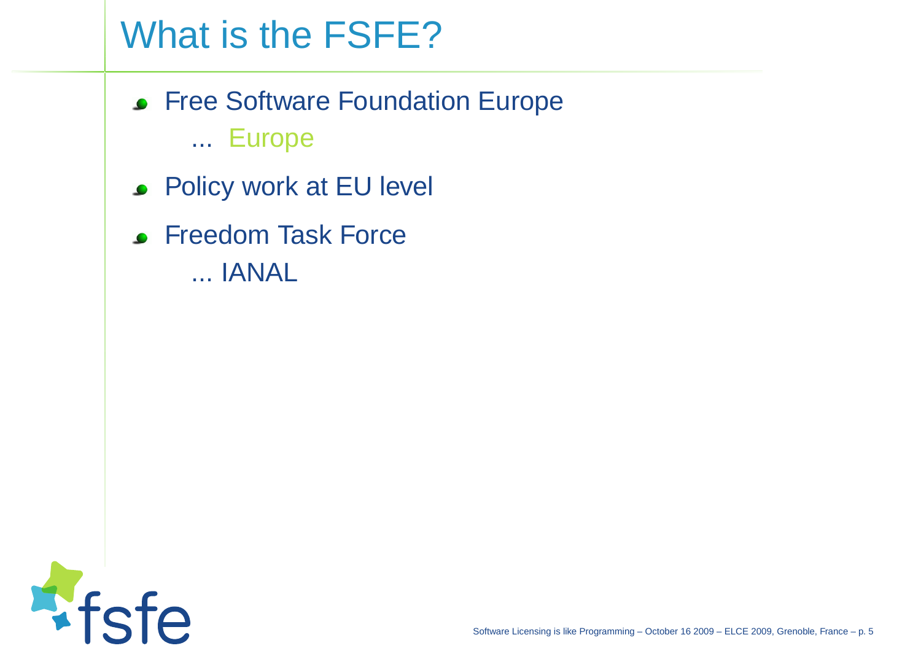# What is the FSFE?

- Free Software Foundation Europe
  - ... Europe
- Policy work at EU level
- Freedom Task Force
  - ... IANAL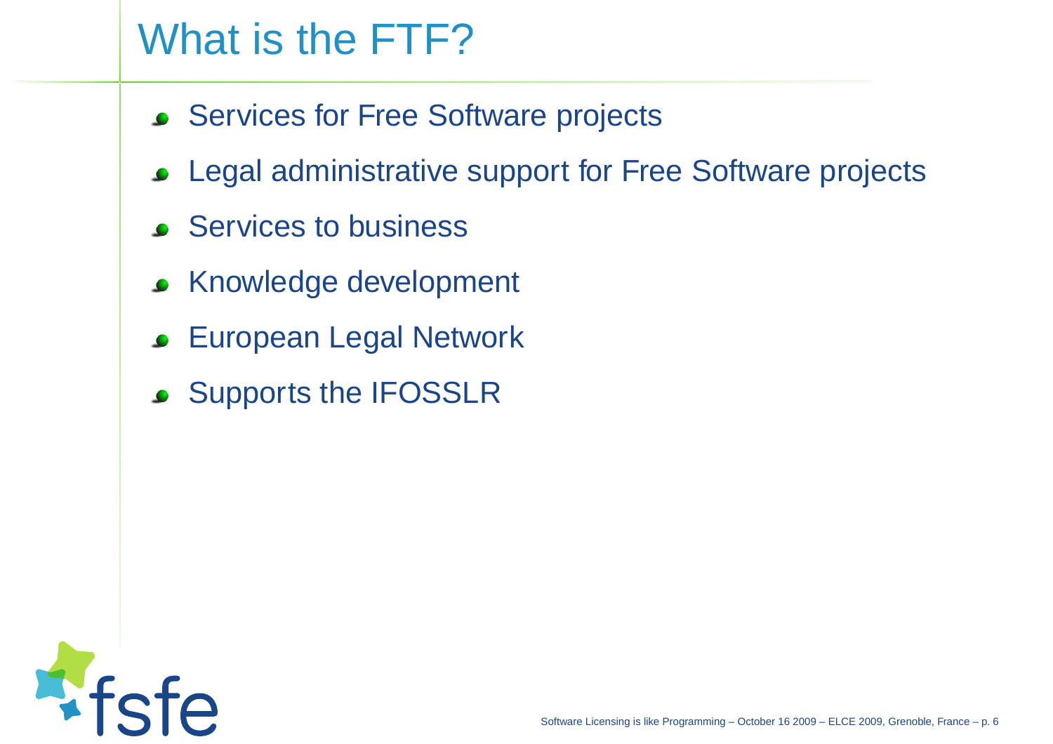# What is the FTF?

- Services for Free Software projects
- Legal administrative support for Free Software projects
- Services to business
- Knowledge development
- European Legal Network
- Supports the IFOSSLR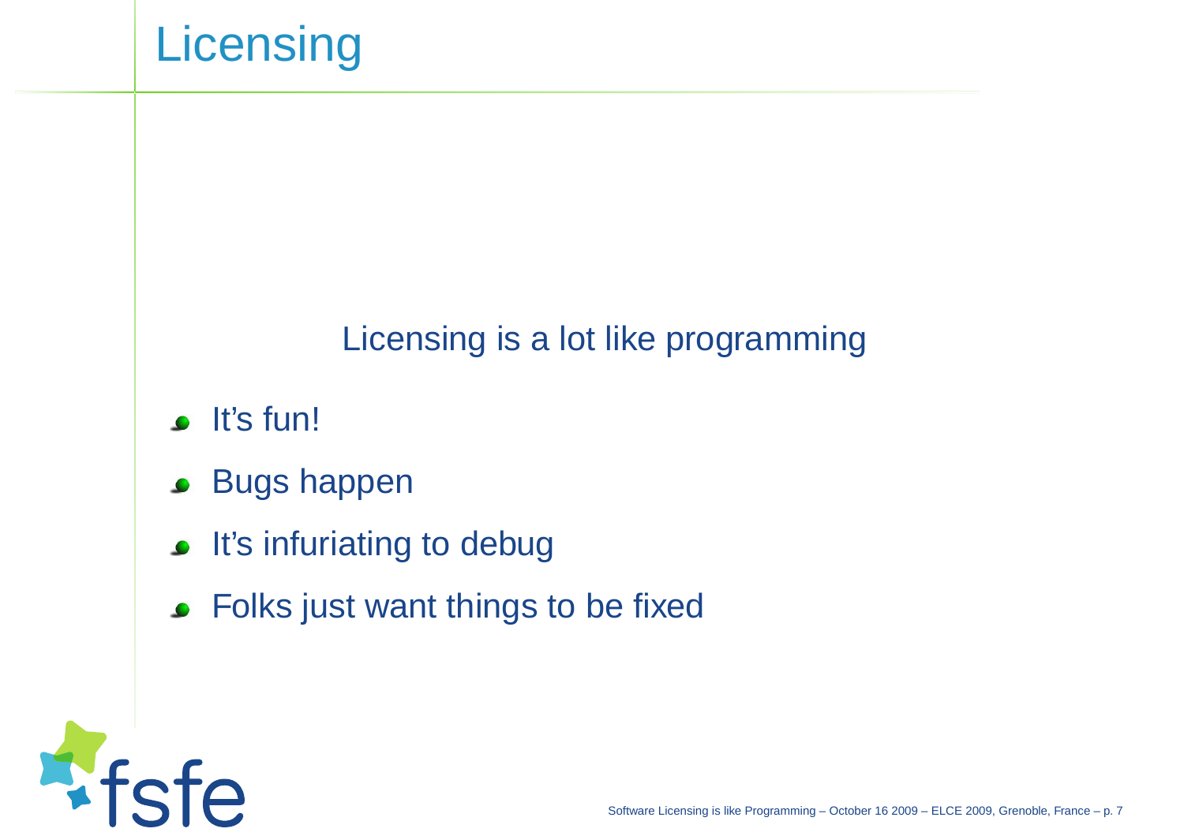# Licensing

Licensing is a lot like programming

- It’s fun!
- Bugs happen
- It’s infuriating to debug
- Folks just want things to be fixed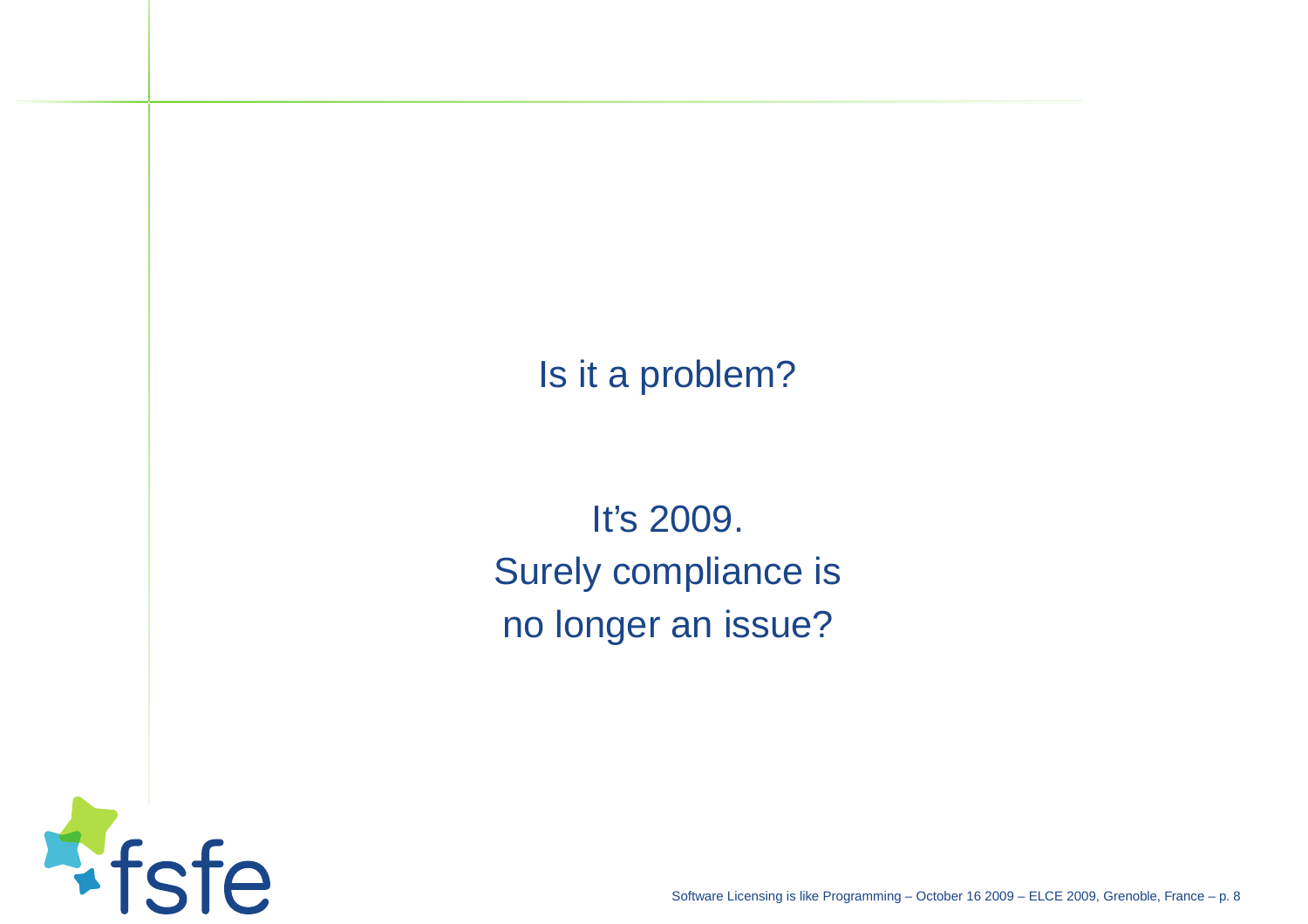Is it a problem?

It's 2009.
Surely compliance is
no longer an issue?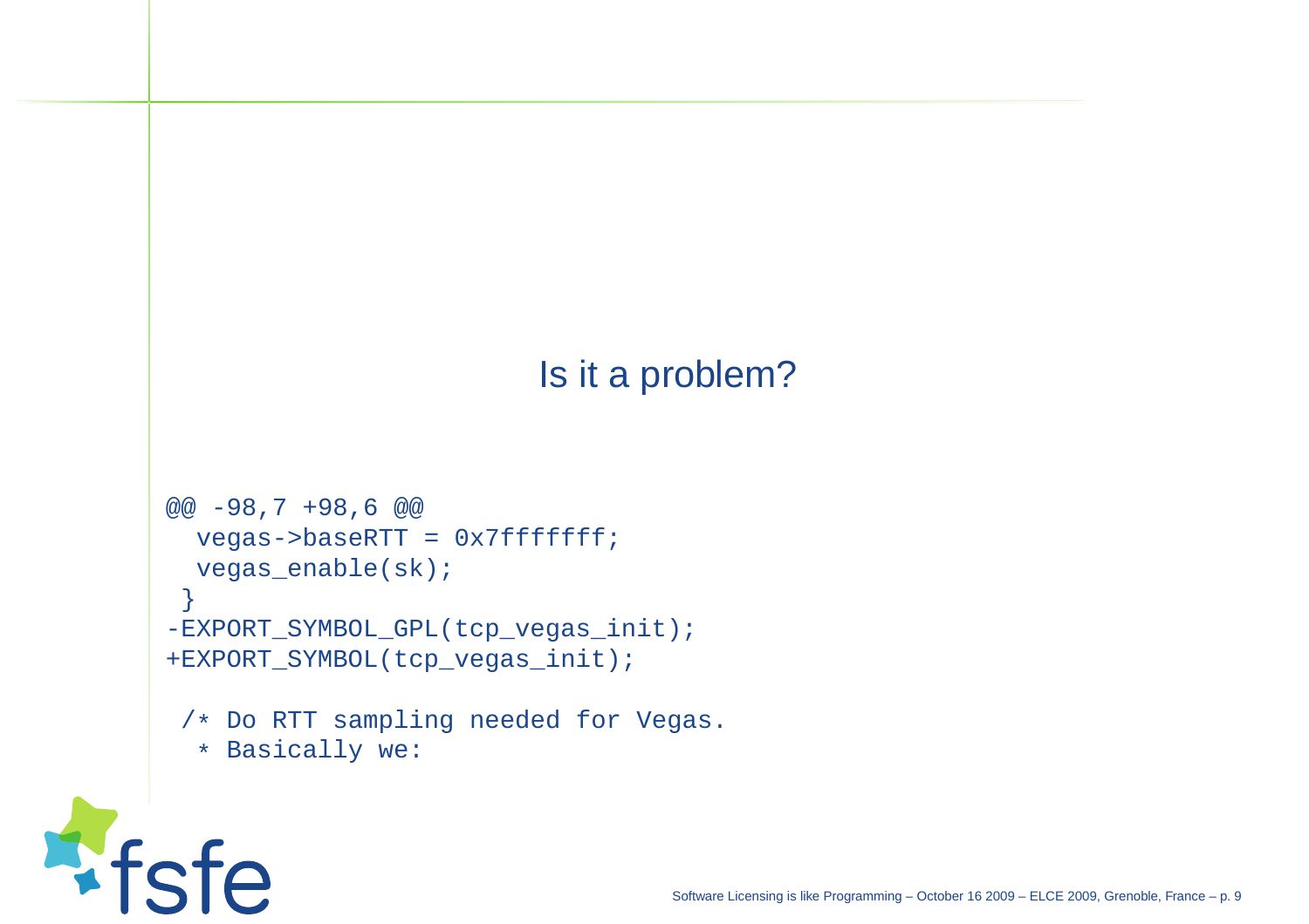# Is it a problem?

```
@@ -98,7 +98,6 @@
  vegas->baseRTT = 0x7fffffff;
  vegas_enable(sk);
 }
-EXPORT_SYMBOL_GPL(tcp_vegas_init);
+EXPORT_SYMBOL(tcp_vegas_init);

 /* Do RTT sampling needed for Vegas.
  * Basically we:
```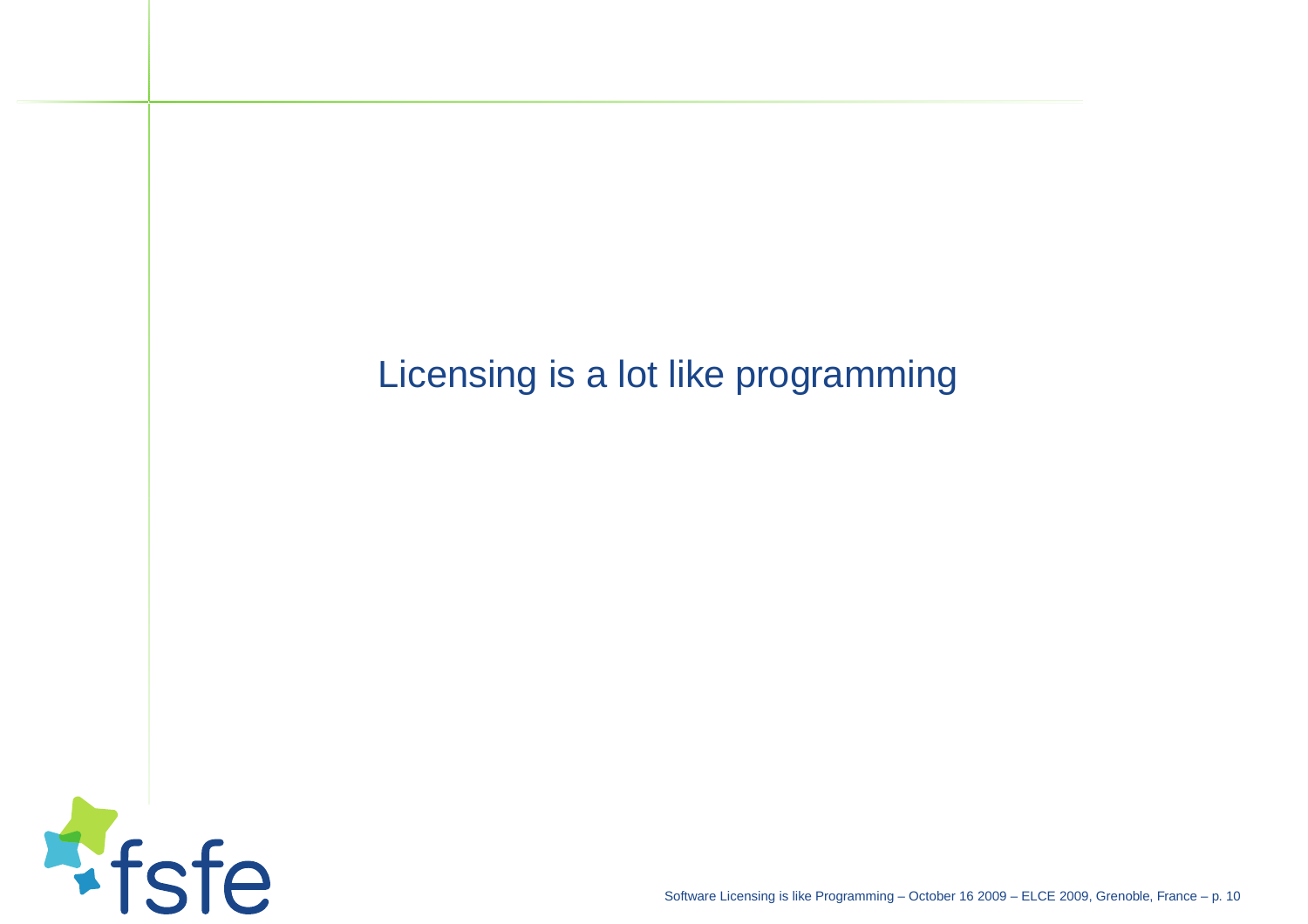Licensing is a lot like programming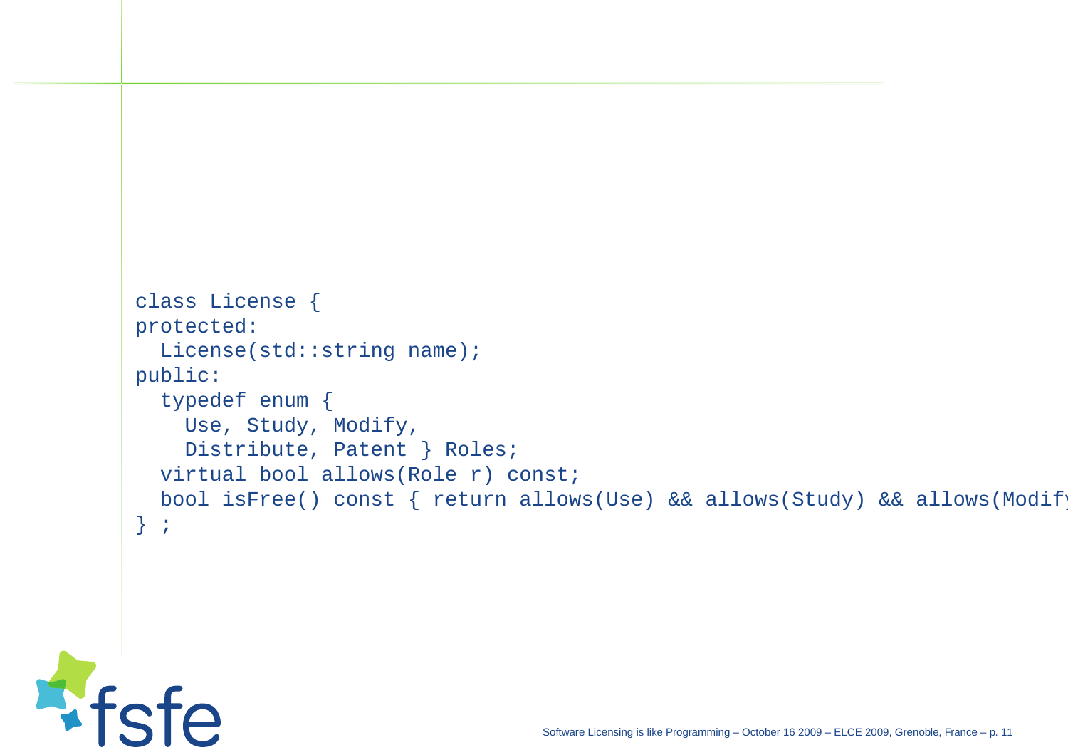```
class License {
protected:
  License(std::string name);
public:
  typedef enum {
    Use, Study, Modify,
    Distribute, Patent } Roles;
  virtual bool allows(Role r) const;
  bool isFree() const { return allows(Use) && allows(Study) && allows(Modify
} ;
```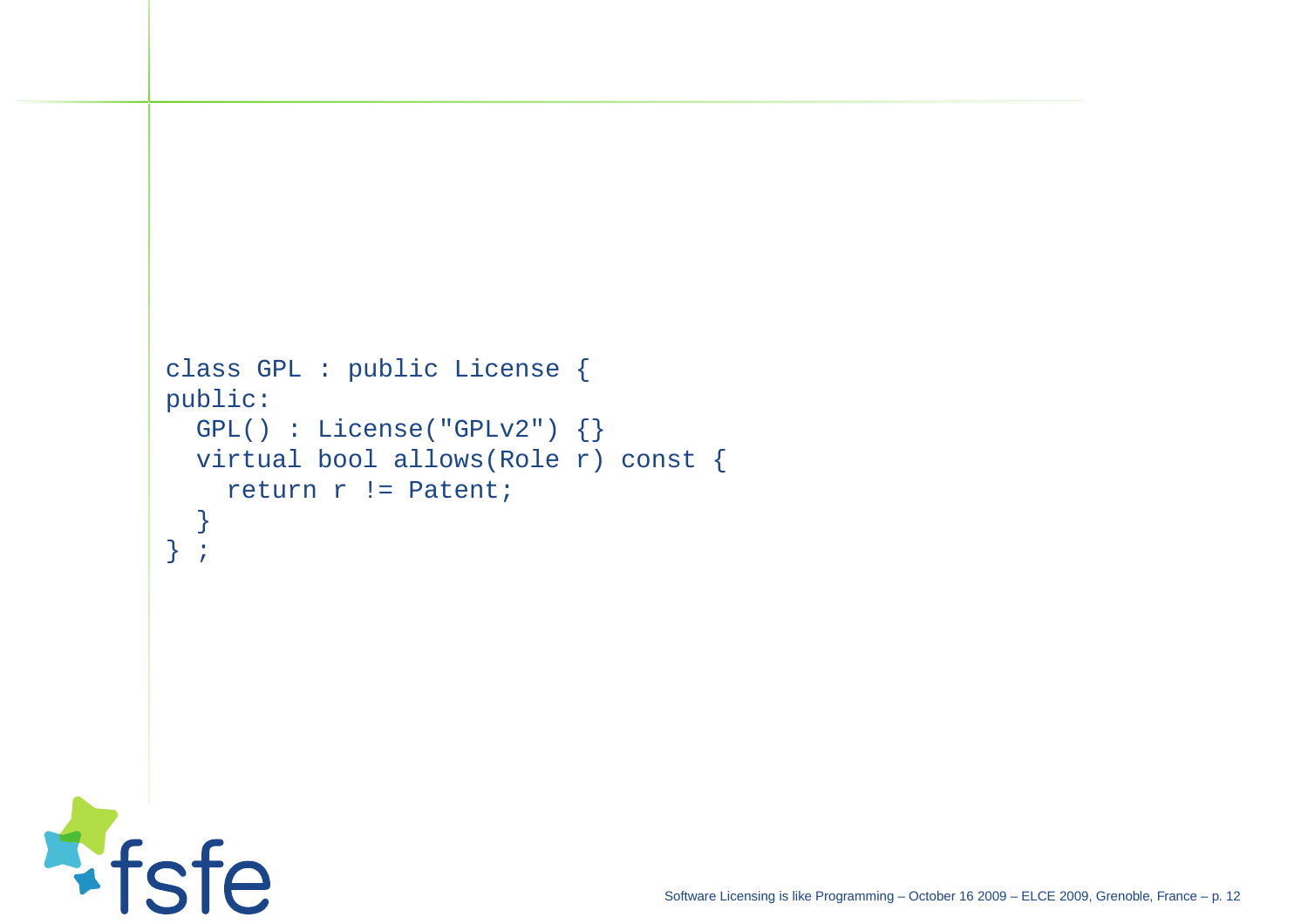```
class GPL : public License {
public:
  GPL() : License("GPLv2") {}
  virtual bool allows(Role r) const {
    return r != Patent;
  }
} ;
```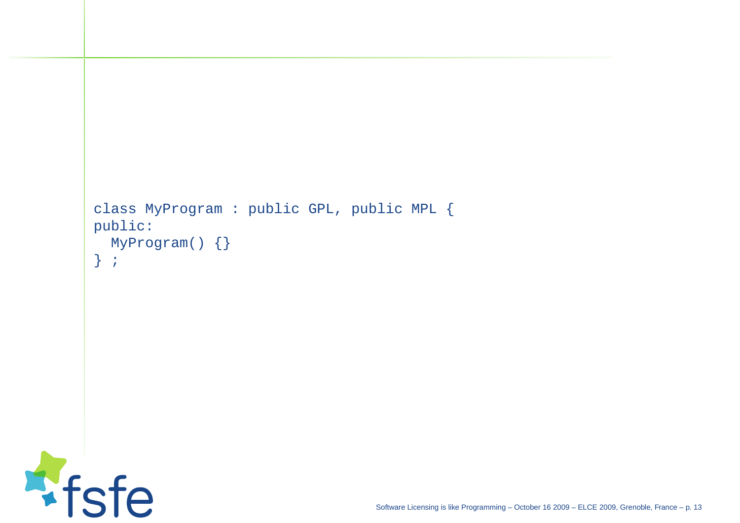```
class MyProgram : public GPL, public MPL {
public:
  MyProgram() {}
} ;
```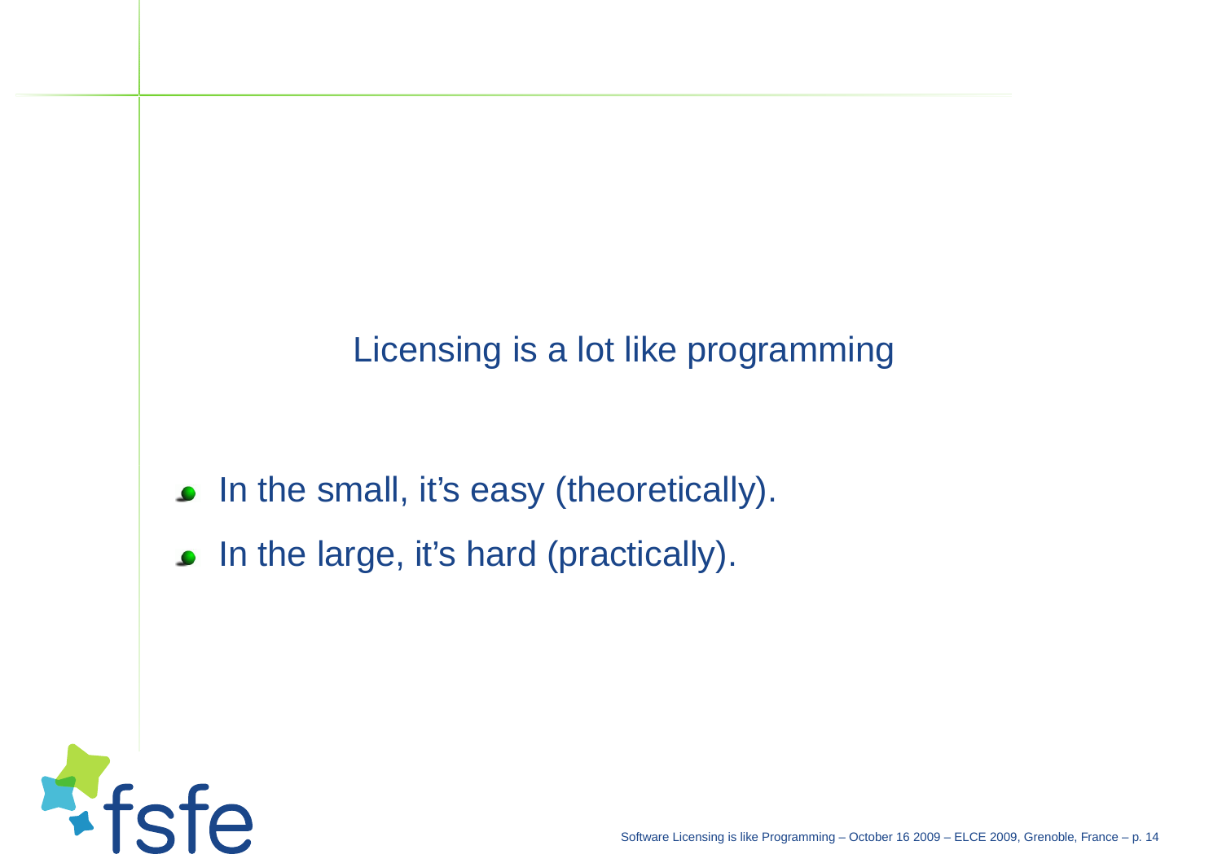## Licensing is a lot like programming

- In the small, it’s easy (theoretically).
- In the large, it’s hard (practically).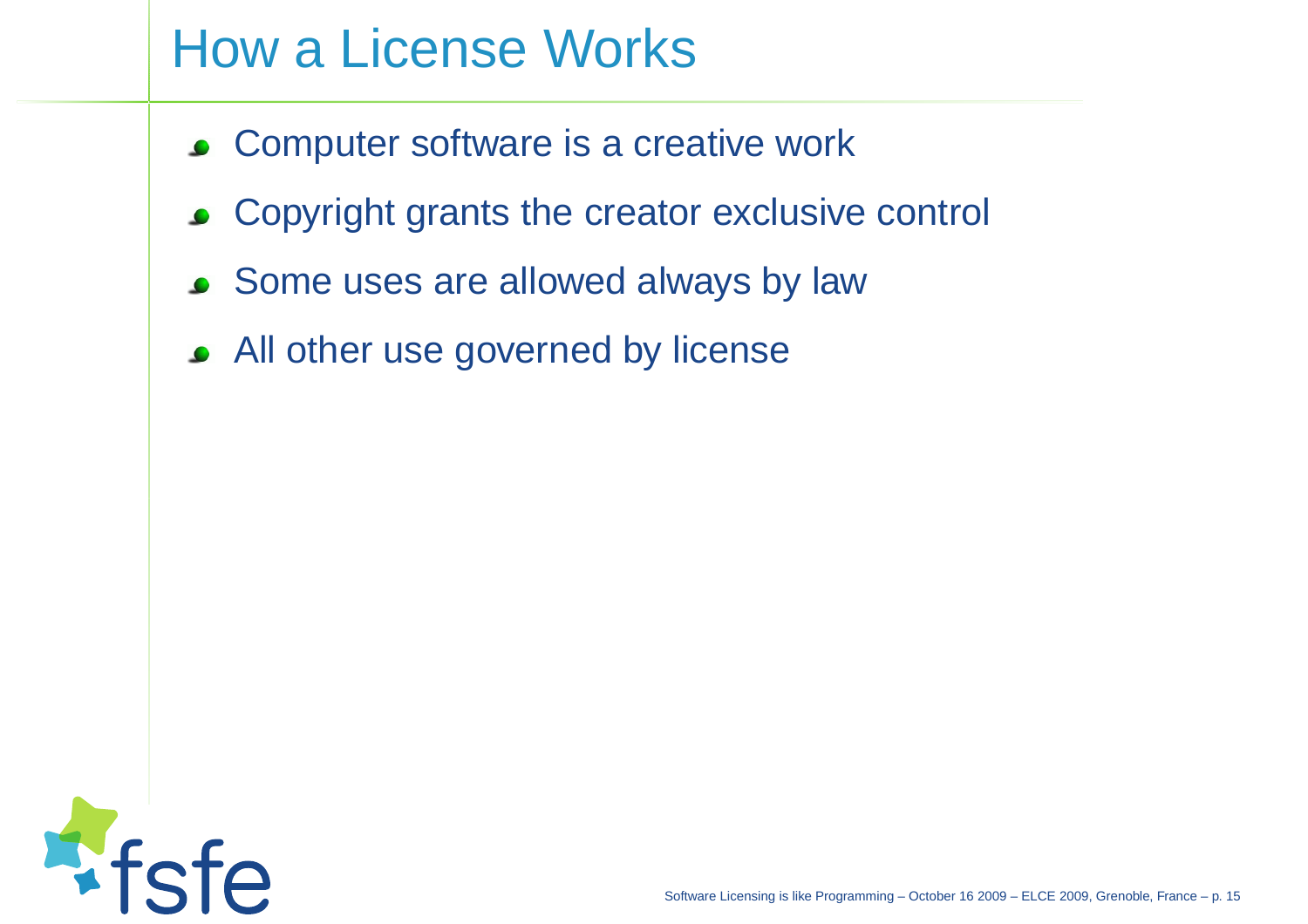# How a License Works

- Computer software is a creative work
- Copyright grants the creator exclusive control
- Some uses are allowed always by law
- All other use governed by license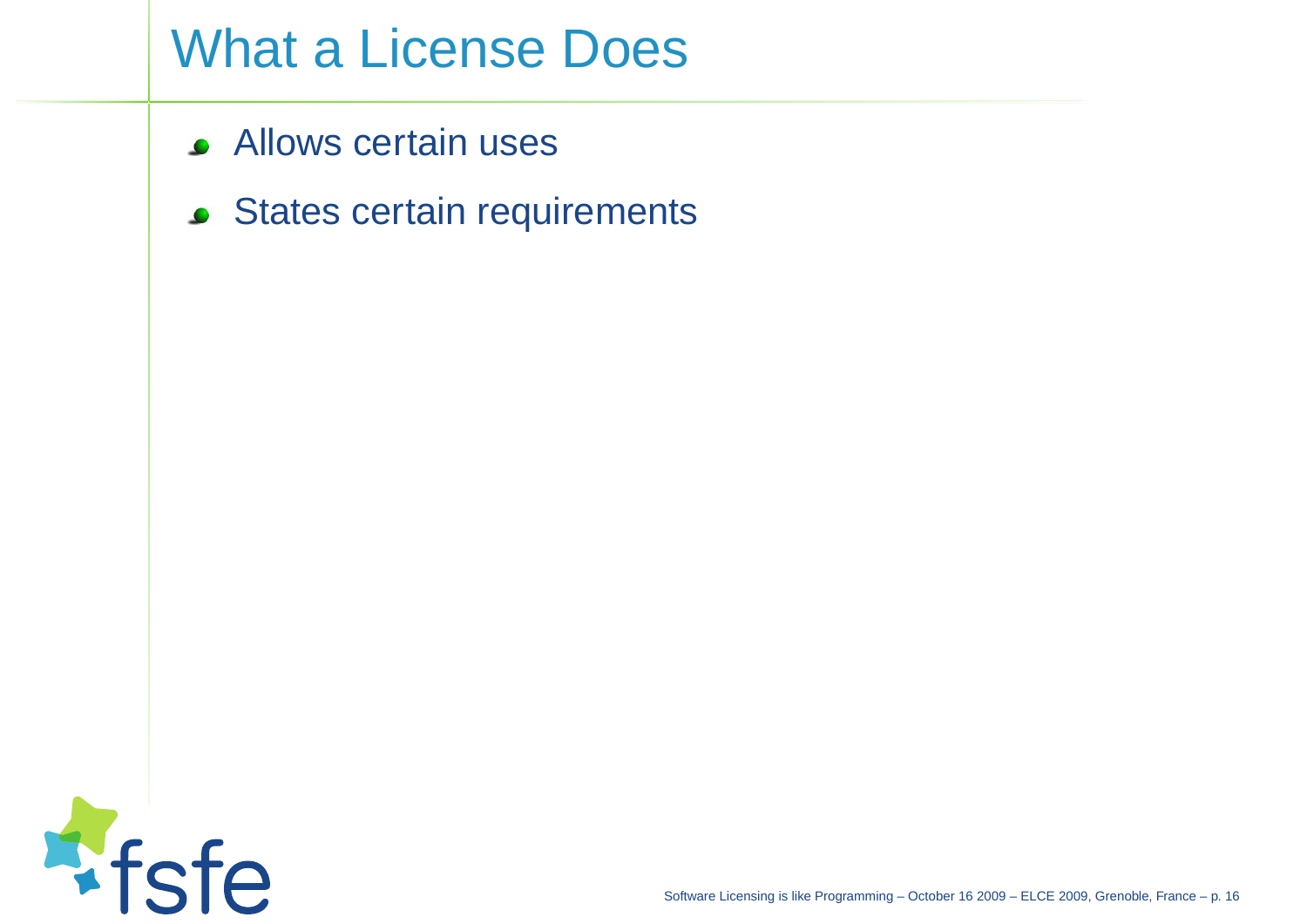# What a License Does

- Allows certain uses
- States certain requirements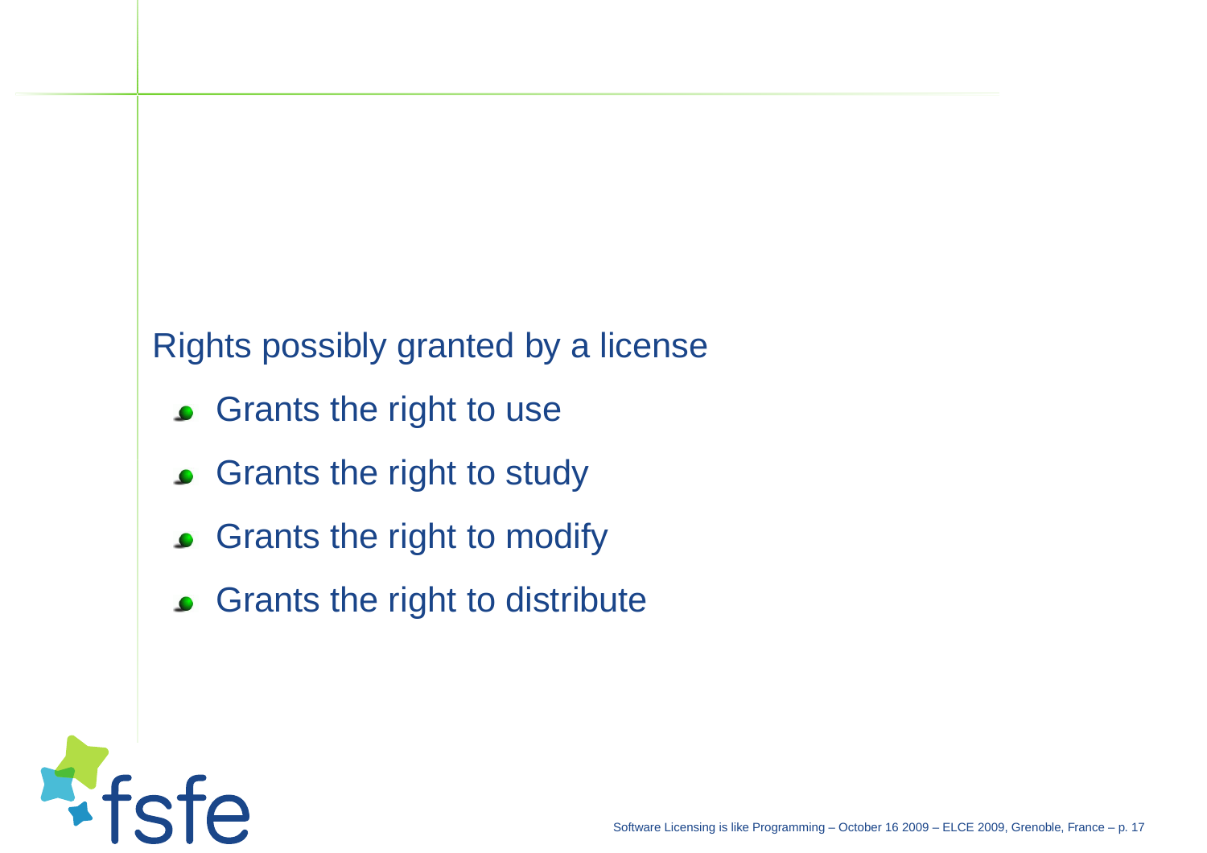Rights possibly granted by a license

- Grants the right to use
- Grants the right to study
- Grants the right to modify
- Grants the right to distribute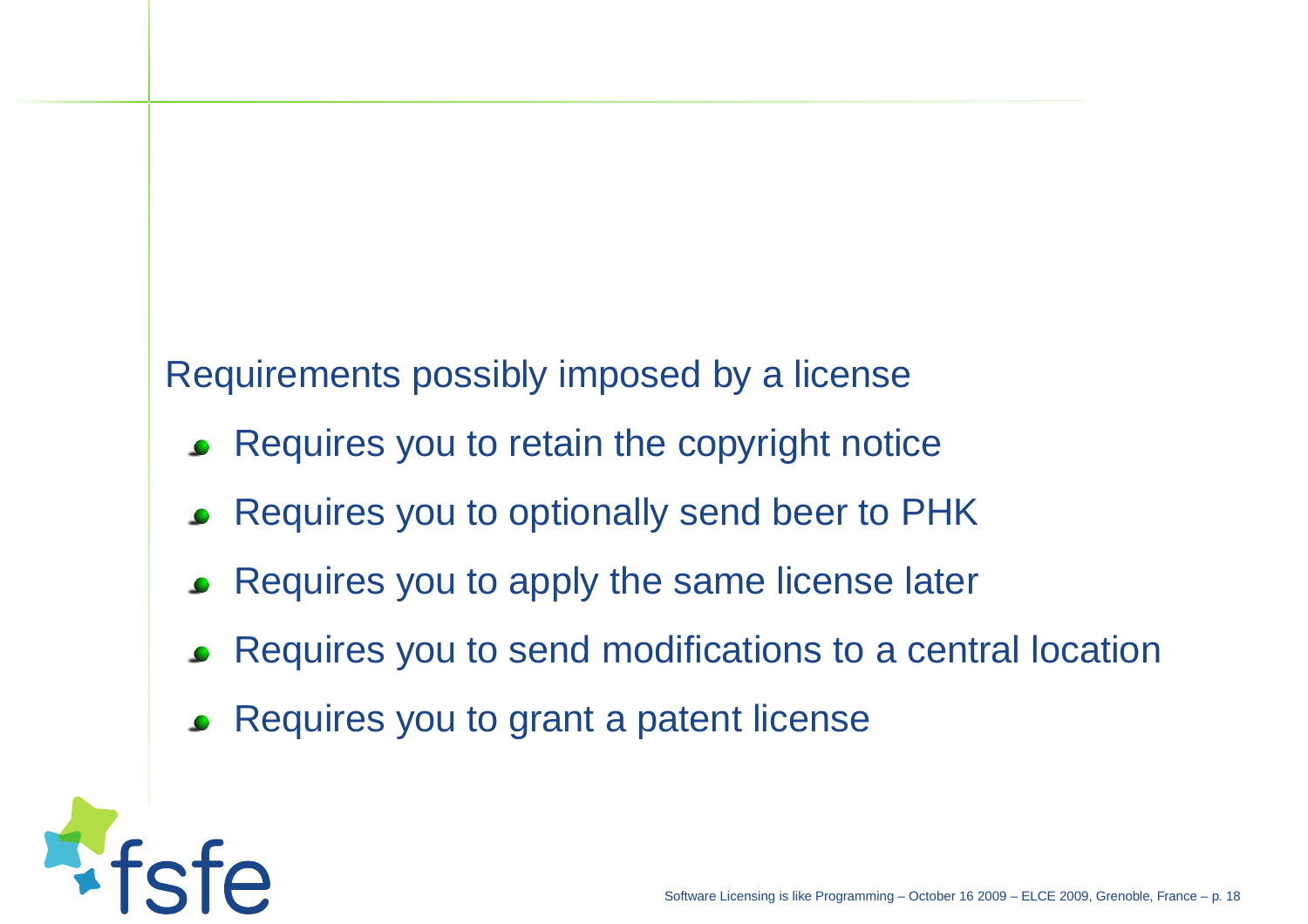Requirements possibly imposed by a license

- Requires you to retain the copyright notice
- Requires you to optionally send beer to PHK
- Requires you to apply the same license later
- Requires you to send modifications to a central location
- Requires you to grant a patent license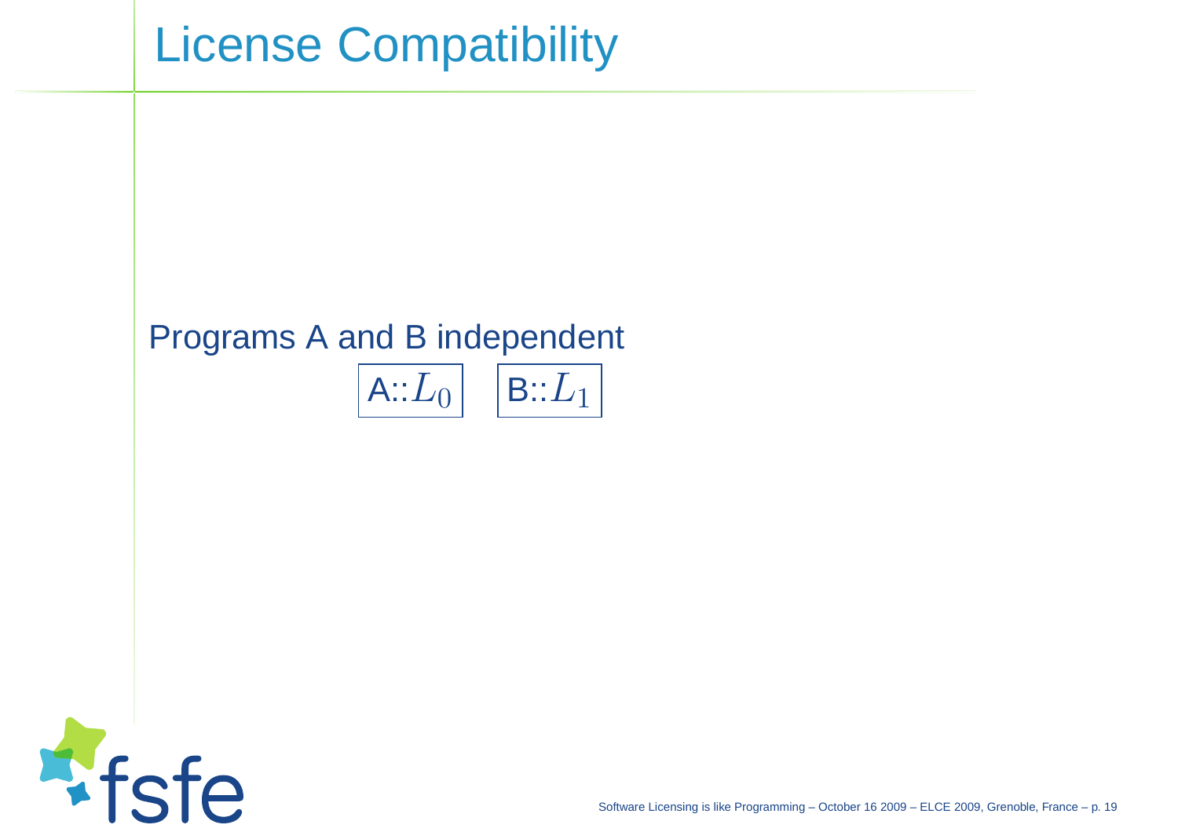# License Compatibility

Programs A and B independent

A:: $L_0$ B:: $L_1$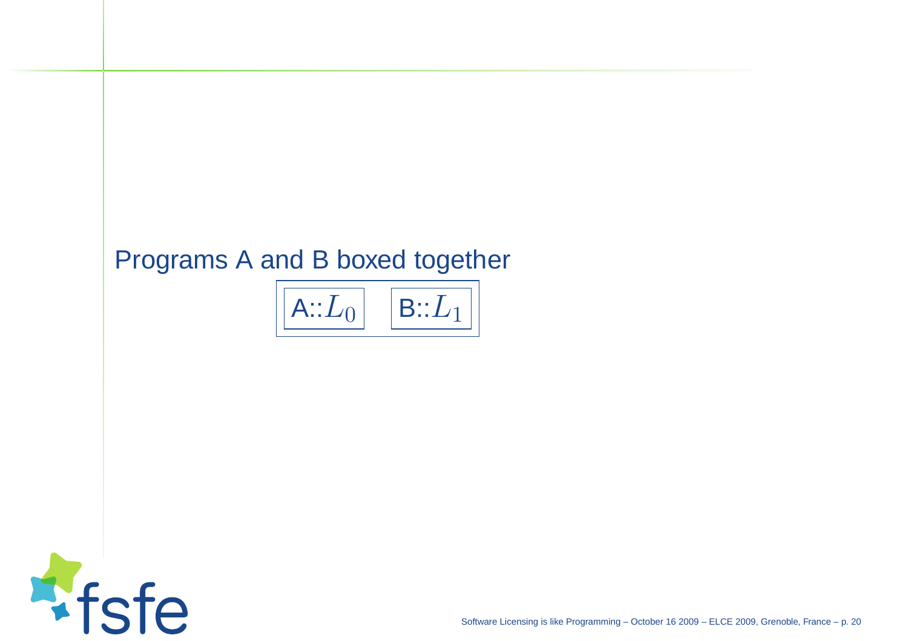Programs A and B boxed together

A:: $L_0$ B:: $L_1$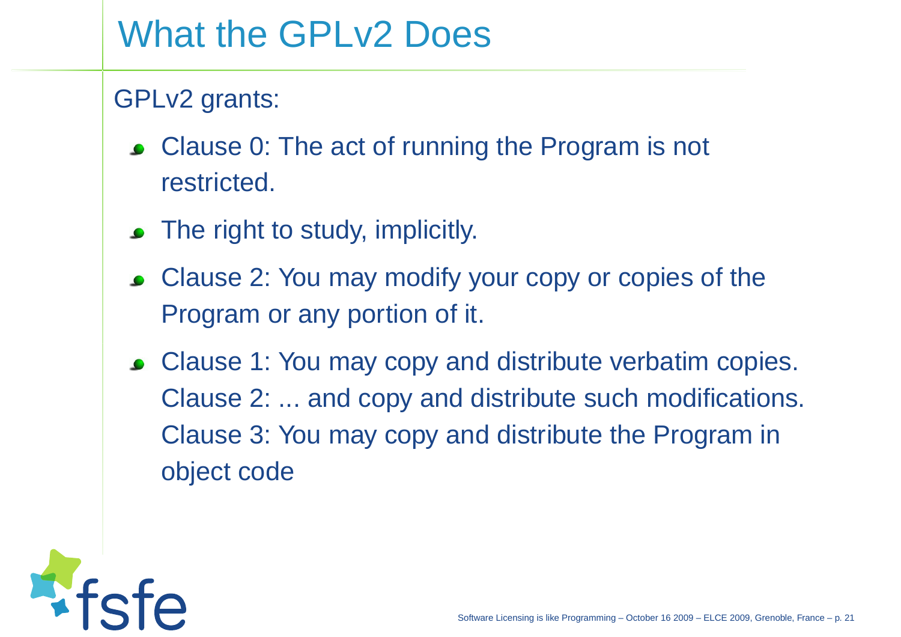# What the GPLv2 Does

GPLv2 grants:

- Clause 0: The act of running the Program is not restricted.
- The right to study, implicitly.
- Clause 2: You may modify your copy or copies of the Program or any portion of it.
- Clause 1: You may copy and distribute verbatim copies.
  Clause 2: ... and copy and distribute such modifications.
  Clause 3: You may copy and distribute the Program in object code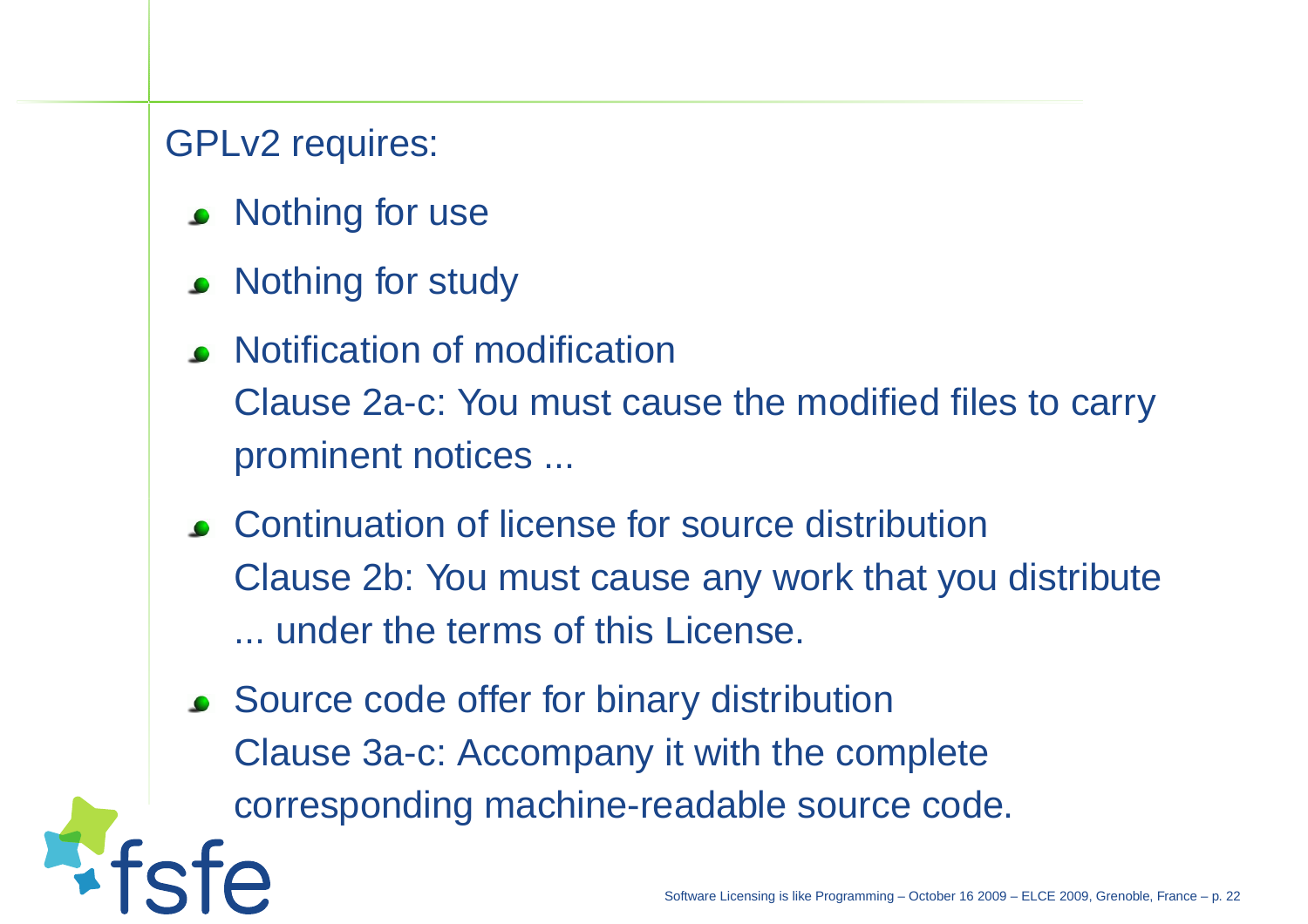GPLv2 requires:

- Nothing for use
- Nothing for study
- Notification of modification
  Clause 2a-c: You must cause the modified files to carry prominent notices ...
- Continuation of license for source distribution
  Clause 2b: You must cause any work that you distribute ... under the terms of this License.
- Source code offer for binary distribution
  Clause 3a-c: Accompany it with the complete corresponding machine-readable source code.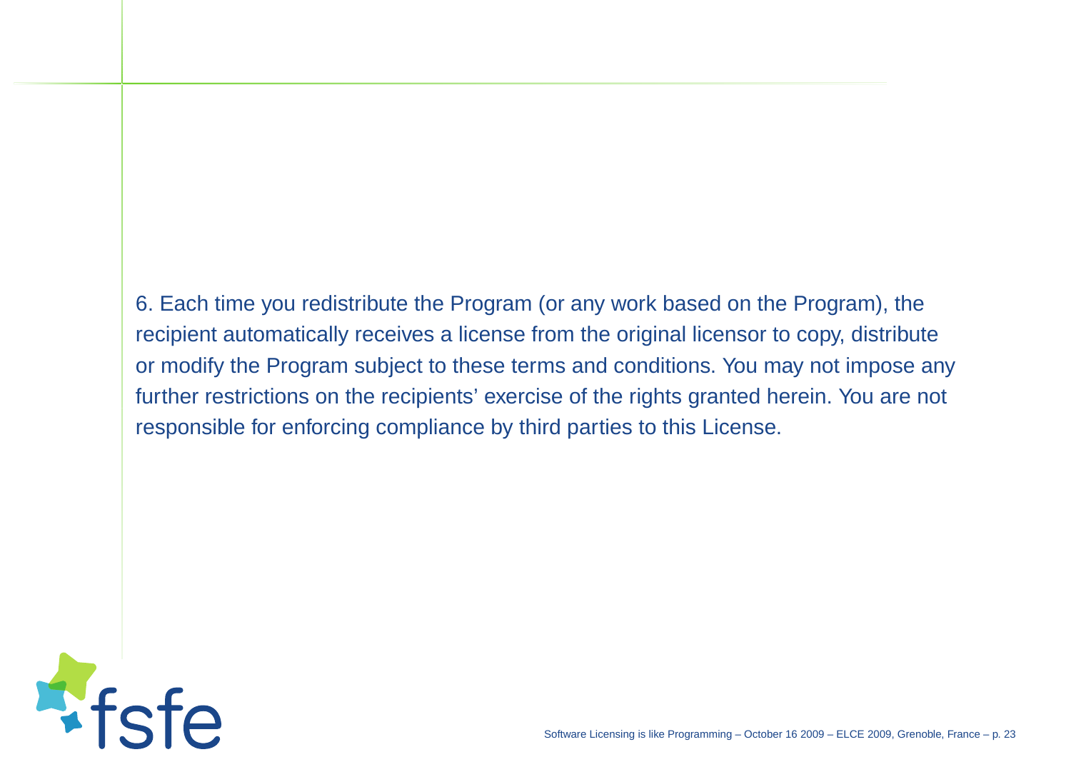6. Each time you redistribute the Program (or any work based on the Program), the recipient automatically receives a license from the original licensor to copy, distribute or modify the Program subject to these terms and conditions. You may not impose any further restrictions on the recipients' exercise of the rights granted herein. You are not responsible for enforcing compliance by third parties to this License.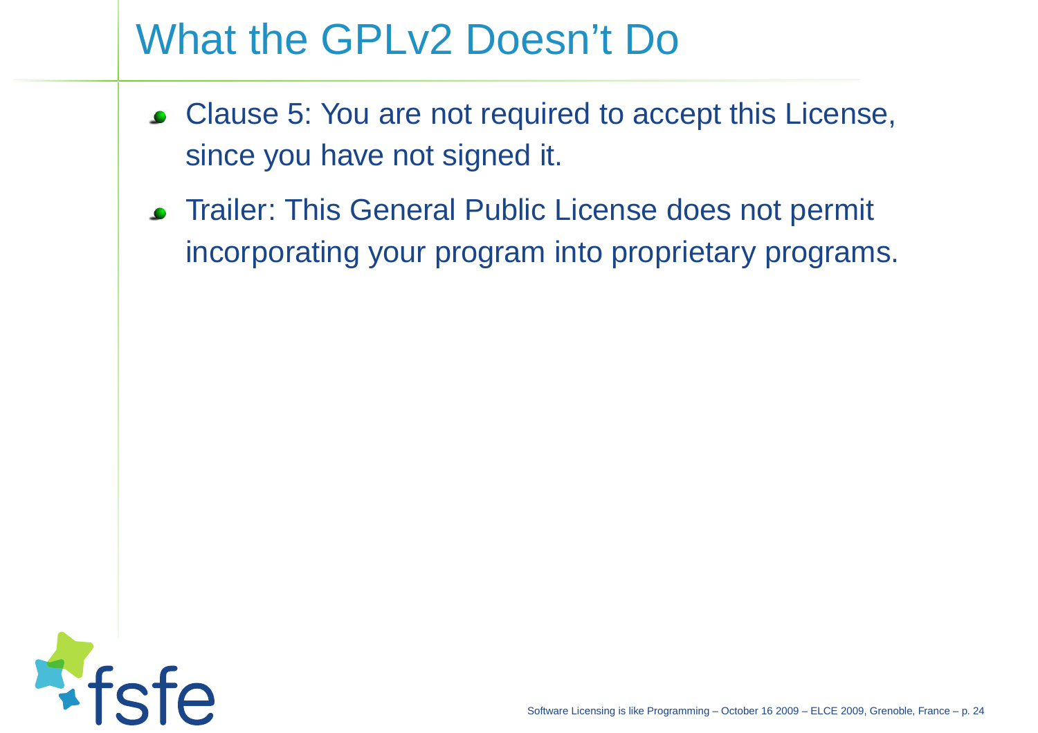# What the GPLv2 Doesn't Do

- Clause 5: You are not required to accept this License, since you have not signed it.
- Trailer: This General Public License does not permit incorporating your program into proprietary programs.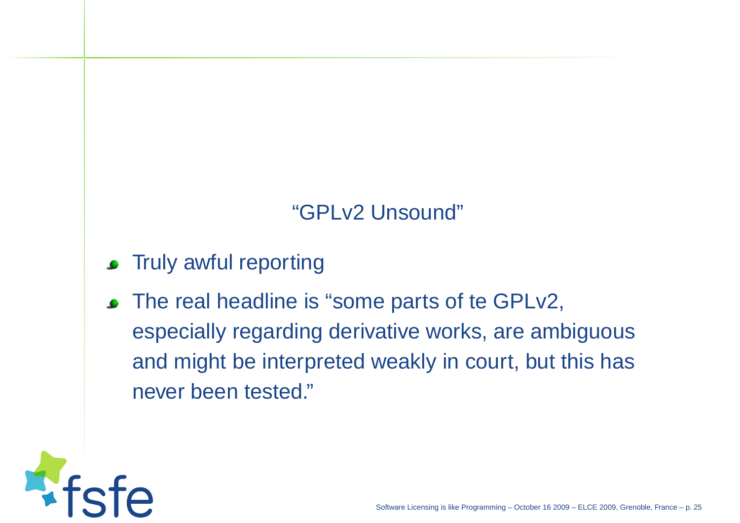## “GPLv2 Unsound”

- Truly awful reporting
- The real headline is “some parts of te GPLv2, especially regarding derivative works, are ambiguous and might be interpreted weakly in court, but this has never been tested.”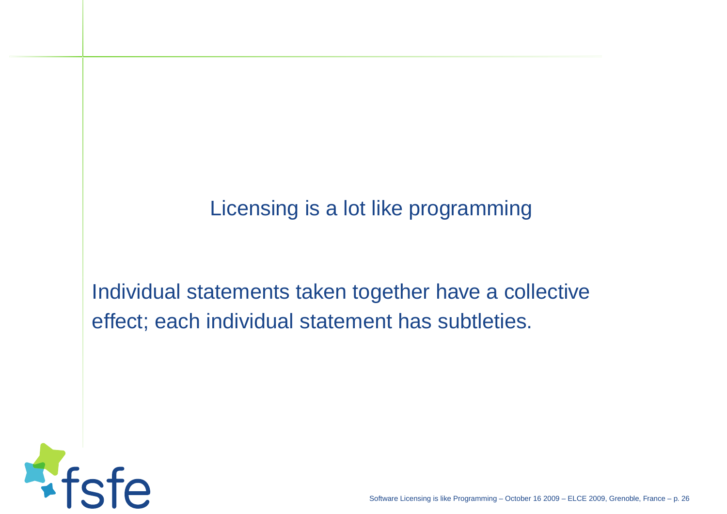## Licensing is a lot like programming

Individual statements taken together have a collective effect; each individual statement has subtleties.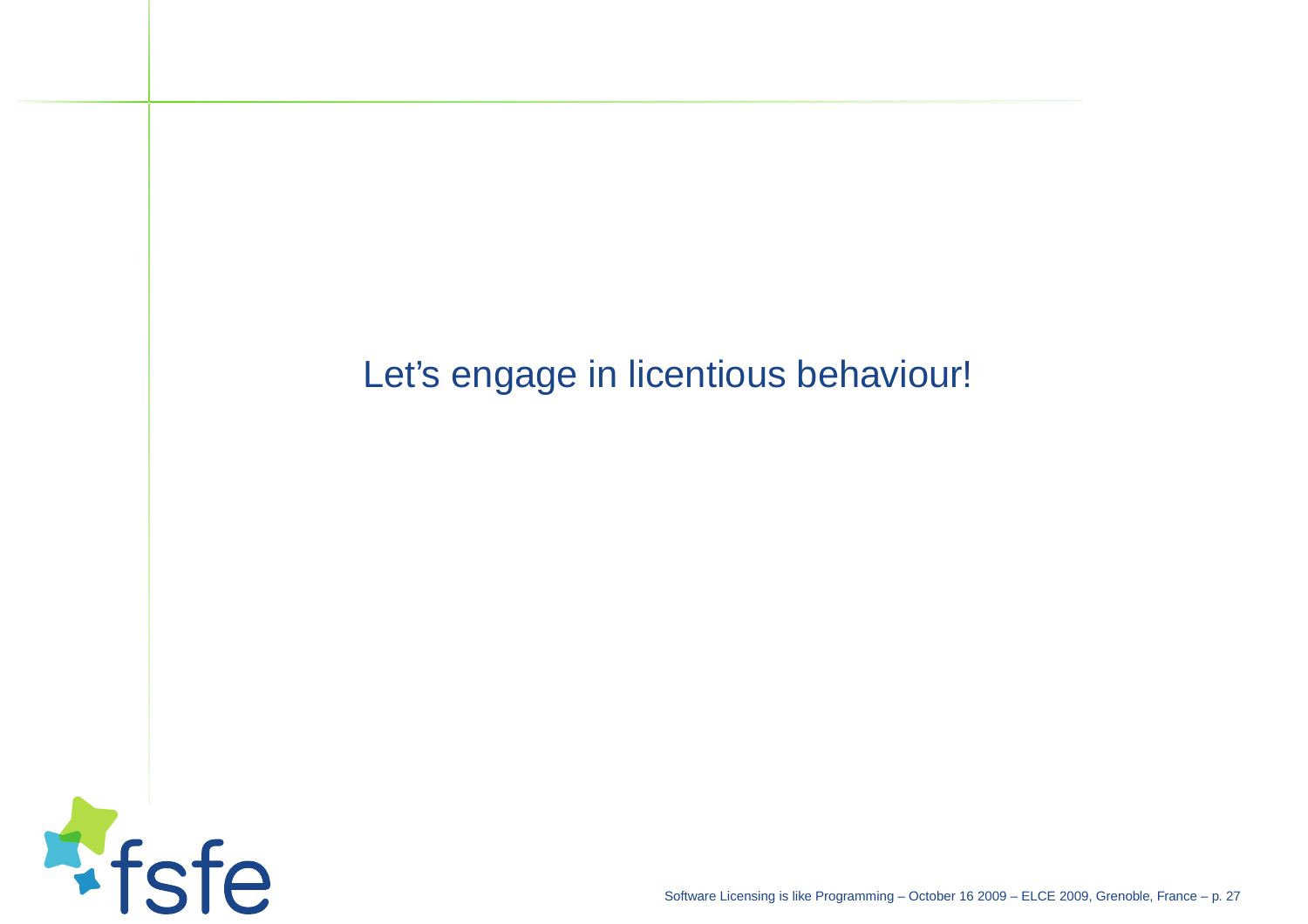Let’s engage in licentious behaviour!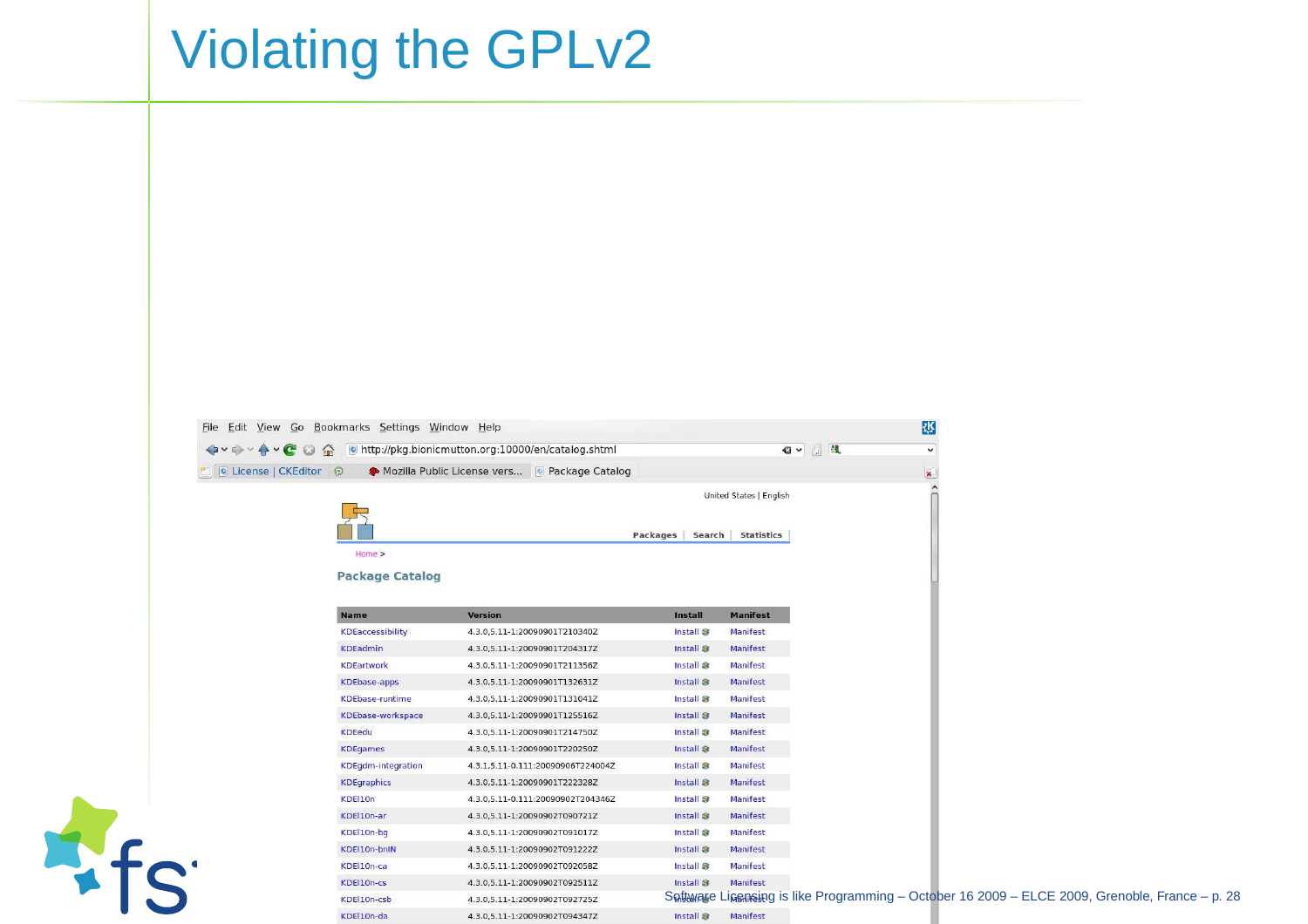# Violating the GPLv2

File Edit View Go Bookmarks Settings Window Help

http://pkg.bionicmutton.org:10000/en/catalog.shtml

License | CKEditor | Mozilla Public License vers... | Package Catalog

United States | English

Packages | Search | Statistics

Home >

**Package Catalog**

| Name | Version | Install | Manifest |
|---|---|---|---|
| KDEaccessibility | 4.3.0,5.11-1:20090901T210340Z | Install | Manifest |
| KDEadmin | 4.3.0,5.11-1:20090901T204317Z | Install | Manifest |
| KDEartwork | 4.3.0,5.11-1:20090901T211356Z | Install | Manifest |
| KDEbase-apps | 4.3.0,5.11-1:20090901T132631Z | Install | Manifest |
| KDEbase-runtime | 4.3.0,5.11-1:20090901T131041Z | Install | Manifest |
| KDEbase-workspace | 4.3.0,5.11-1:20090901T125516Z | Install | Manifest |
| KDEedu | 4.3.0,5.11-1:20090901T214750Z | Install | Manifest |
| KDEgames | 4.3.0,5.11-1:20090901T220250Z | Install | Manifest |
| KDEgdm-integration | 4.3.1,5.11-0.111:20090906T224004Z | Install | Manifest |
| KDEgraphics | 4.3.0,5.11-1:20090901T222328Z | Install | Manifest |
| KDEl10n | 4.3.0,5.11-0.111:20090902T204346Z | Install | Manifest |
| KDEl10n-ar | 4.3.0,5.11-1:20090902T090721Z | Install | Manifest |
| KDEl10n-bg | 4.3.0,5.11-1:20090902T091017Z | Install | Manifest |
| KDEl10n-bnIN | 4.3.0,5.11-1:20090902T091222Z | Install | Manifest |
| KDEl10n-ca | 4.3.0,5.11-1:20090902T092058Z | Install | Manifest |
| KDEl10n-cs | 4.3.0,5.11-1:20090902T092511Z | Install | Manifest |
| KDEl10n-csb | 4.3.0,5.11-1:20090902T092725Z | Install | Manifest |
| KDEl10n-da | 4.3.0,5.11-1:20090902T094347Z | Install | Manifest |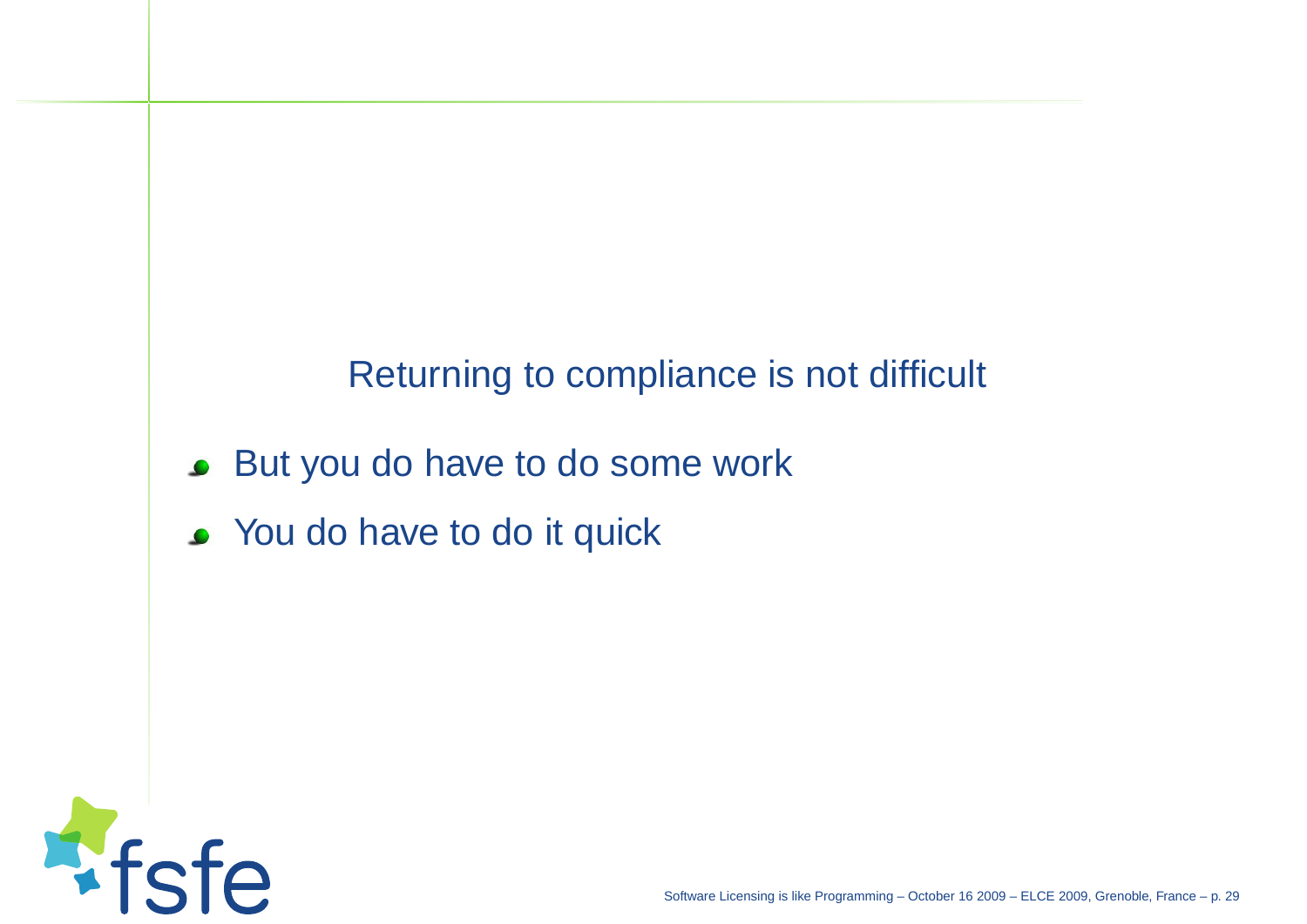## Returning to compliance is not difficult

- But you do have to do some work
- You do have to do it quick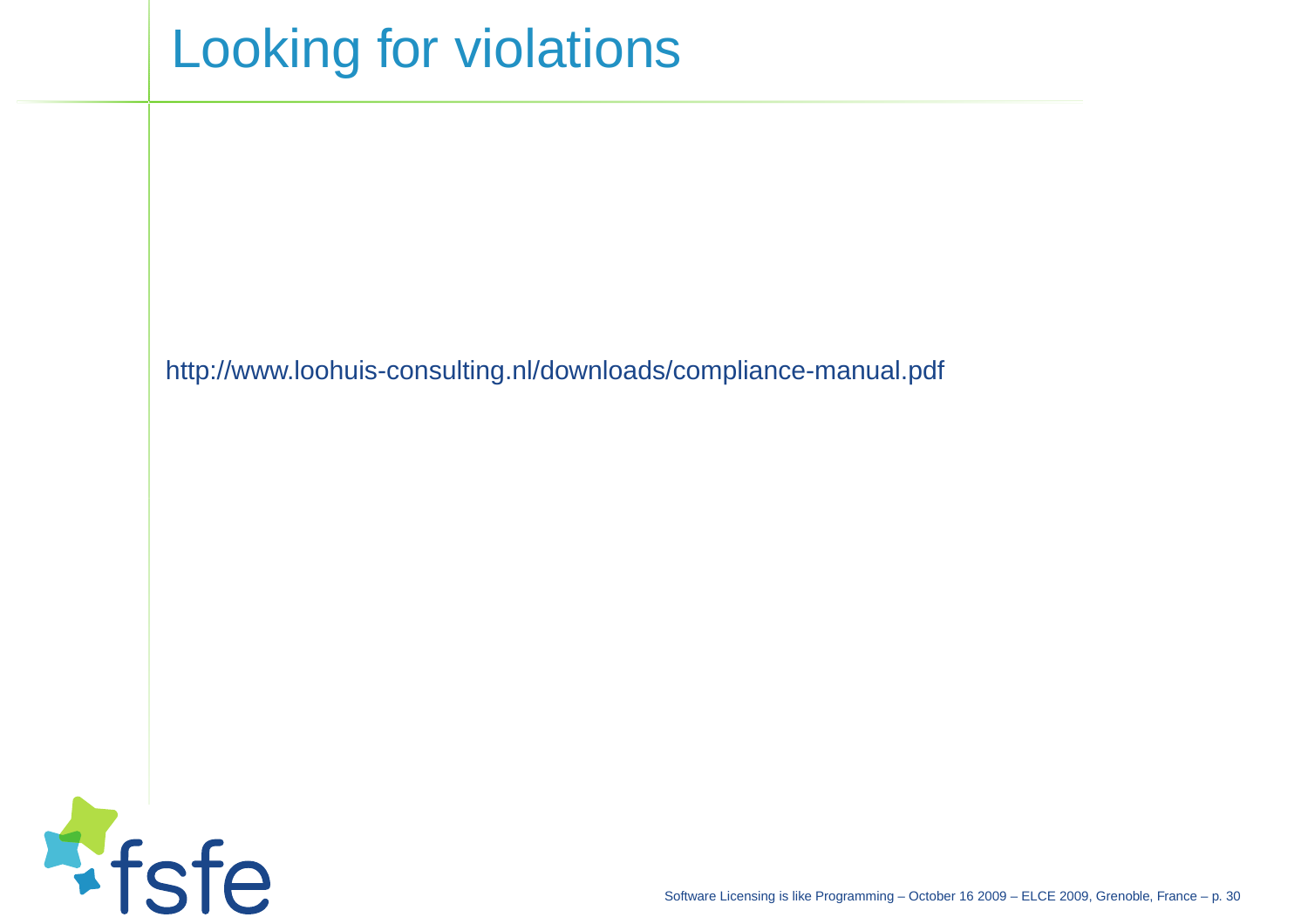# Looking for violations

http://www.loohuis-consulting.nl/downloads/compliance-manual.pdf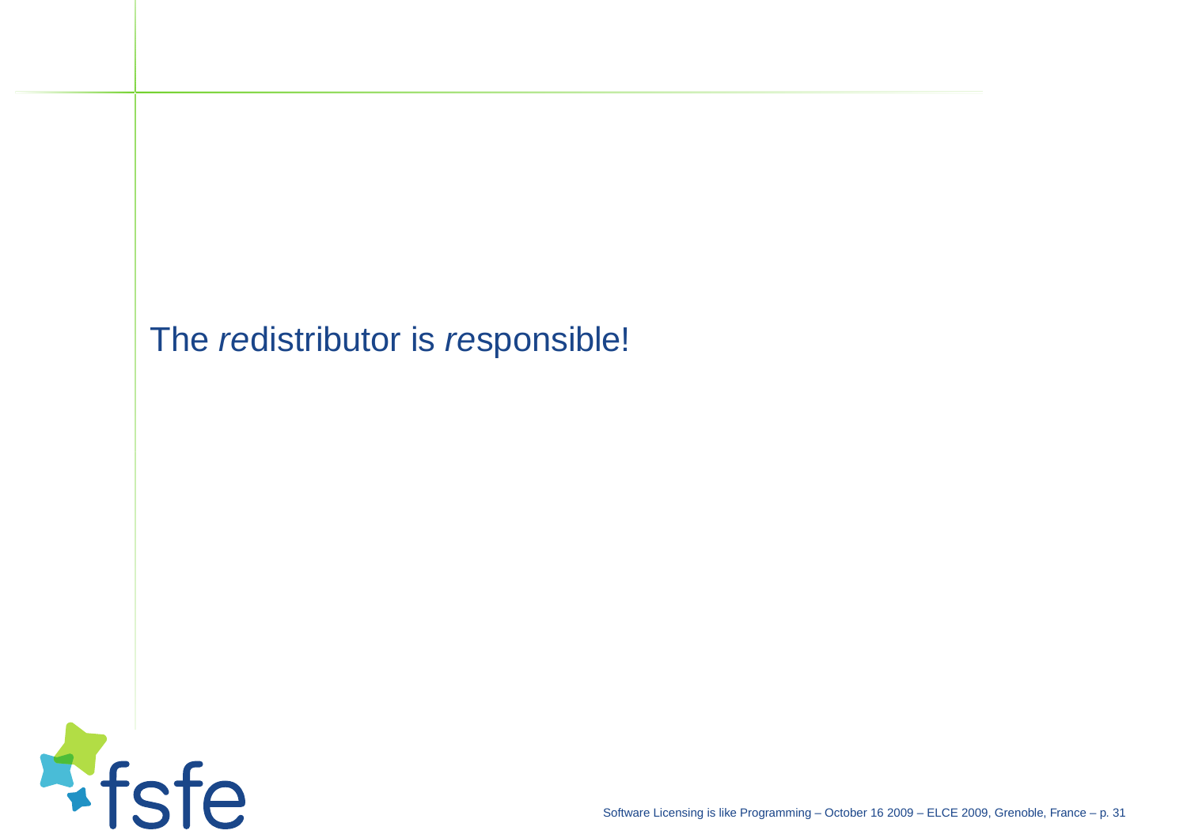The *re*distributor is *re*sponsible!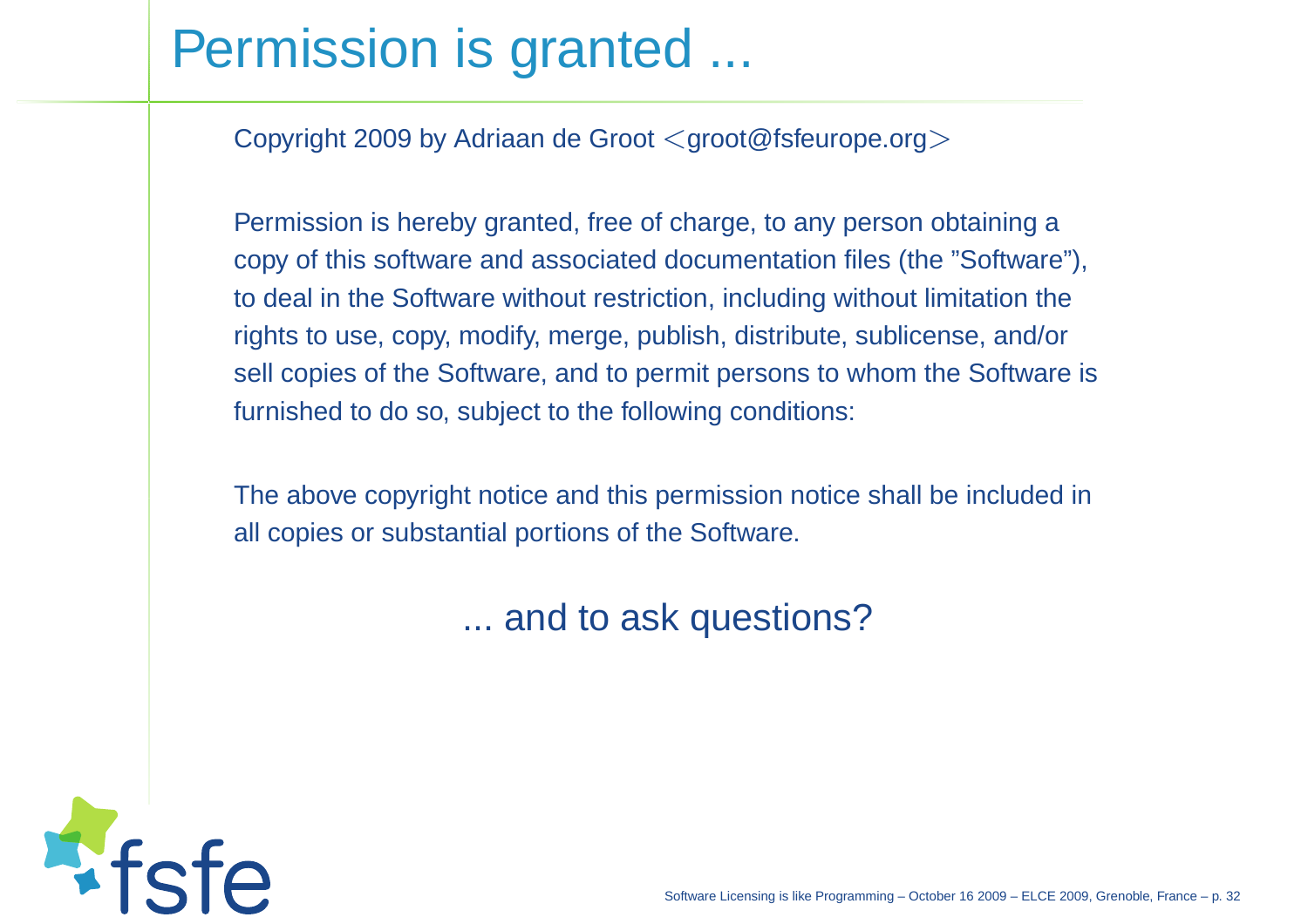# Permission is granted ...

Copyright 2009 by Adriaan de Groot <groot@fsfeurope.org>

Permission is hereby granted, free of charge, to any person obtaining a copy of this software and associated documentation files (the ”Software”), to deal in the Software without restriction, including without limitation the rights to use, copy, modify, merge, publish, distribute, sublicense, and/or sell copies of the Software, and to permit persons to whom the Software is furnished to do so, subject to the following conditions:

The above copyright notice and this permission notice shall be included in all copies or substantial portions of the Software.

... and to ask questions?